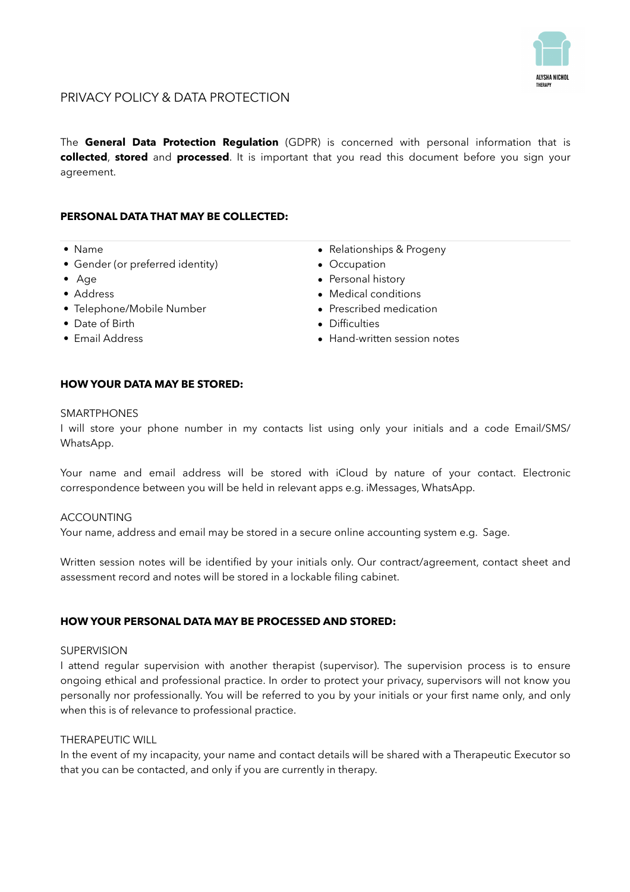# PRIVACY POLICY & DATA PROTECTION

The **General Data Protection Regulation** (GDPR) is concerned with personal information that is **collected**, **stored** and **processed**. It is important that you read this document before you sign your agreement.

## PERSONAL DATA THAT MAY BE COLLECTED:

- Name
- Gender (or preferred identity)
- Age
- Address
- Telephone/Mobile Number
- Date of Birth
- Email Address
- Relationships & Progeny
- Occupation
- Personal history
- Medical conditions
- Prescribed medication
- Difficulties
- Hand-written session notes

## HOW YOUR DATA MAY BE STORED:

SMARTPHONES

I will store your phone number in my contacts list using only your initials and a code Email/SMS/ WhatsApp.

Your name and email address will be stored with iCloud by nature of your contact. Electronic correspondence between you will be held in relevant apps e.g. iMessages, WhatsApp.

ACCOUNTING

Your name, address and email may be stored in a secure online accounting system e.g. Sage.

Written session notes will be identified by your initials only. Our contract/agreement, contact sheet and assessment record and notes will be stored in a lockable filing cabinet.

## HOW YOUR PERSONAL DATA MAY BE PROCESSED AND STORED:

SUPERVISION

I attend regular supervision with another therapist (supervisor). The supervision process is to ensure ongoing ethical and professional practice. In order to protect your privacy, supervisors will not know you personally nor professionally. You will be referred to you by your initials or your first name only, and only when this is of relevance to professional practice.

THERAPEUTIC WILL

In the event of my incapacity, your name and contact details will be shared with a Therapeutic Executor so that you can be contacted, and only if you are currently in therapy.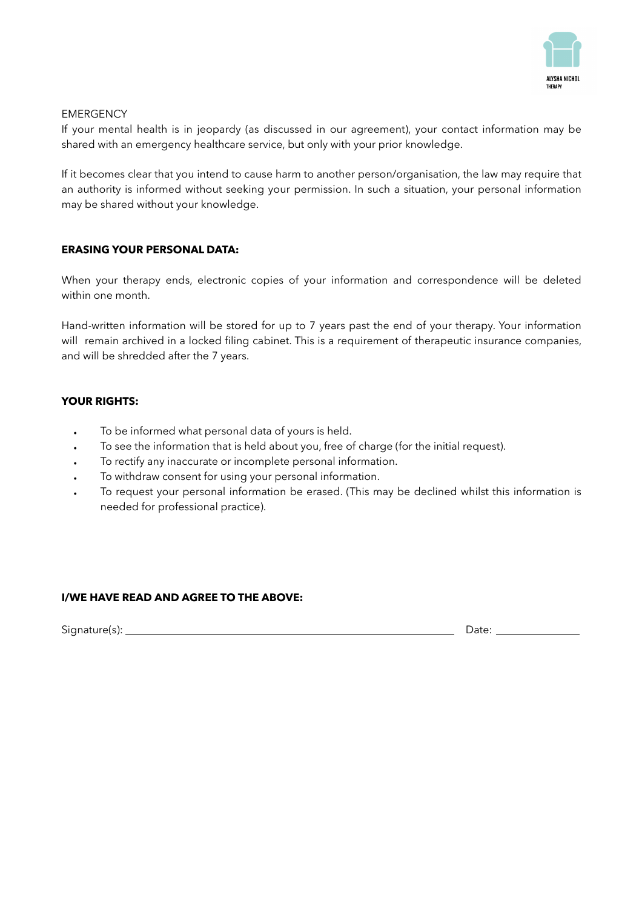EMERGENCY

If your mental health is in jeopardy (as discussed in our agreement), your contact information may be shared with an emergency healthcare service, but only with your prior knowledge.

If it becomes clear that you intend to cause harm to another person/organisation, the law may require that an authority is informed without seeking your permission. In such a situation, your personal information may be shared without your knowledge.

**ERASING YOUR PERSONAL DATA:**

When your therapy ends, electronic copies of your information and correspondence will be deleted within one month.

Hand-written information will be stored for up to 7 years past the end of your therapy. Your information will remain archived in a locked filing cabinet. This is a requirement of therapeutic insurance companies, and will be shredded after the 7 years.

**YOUR RIGHTS:**

- To be informed what personal data of yours is held.
- To see the information that is held about you, free of charge (for the initial request).
- To rectify any inaccurate or incomplete personal information.
- To withdraw consent for using your personal information.
- To request your personal information be erased. (This may be declined whilst this information is needed for professional practice).

**I/WE HAVE READ AND AGREE TO THE ABOVE:**

Signature(s): ______________________________ Date: ______________